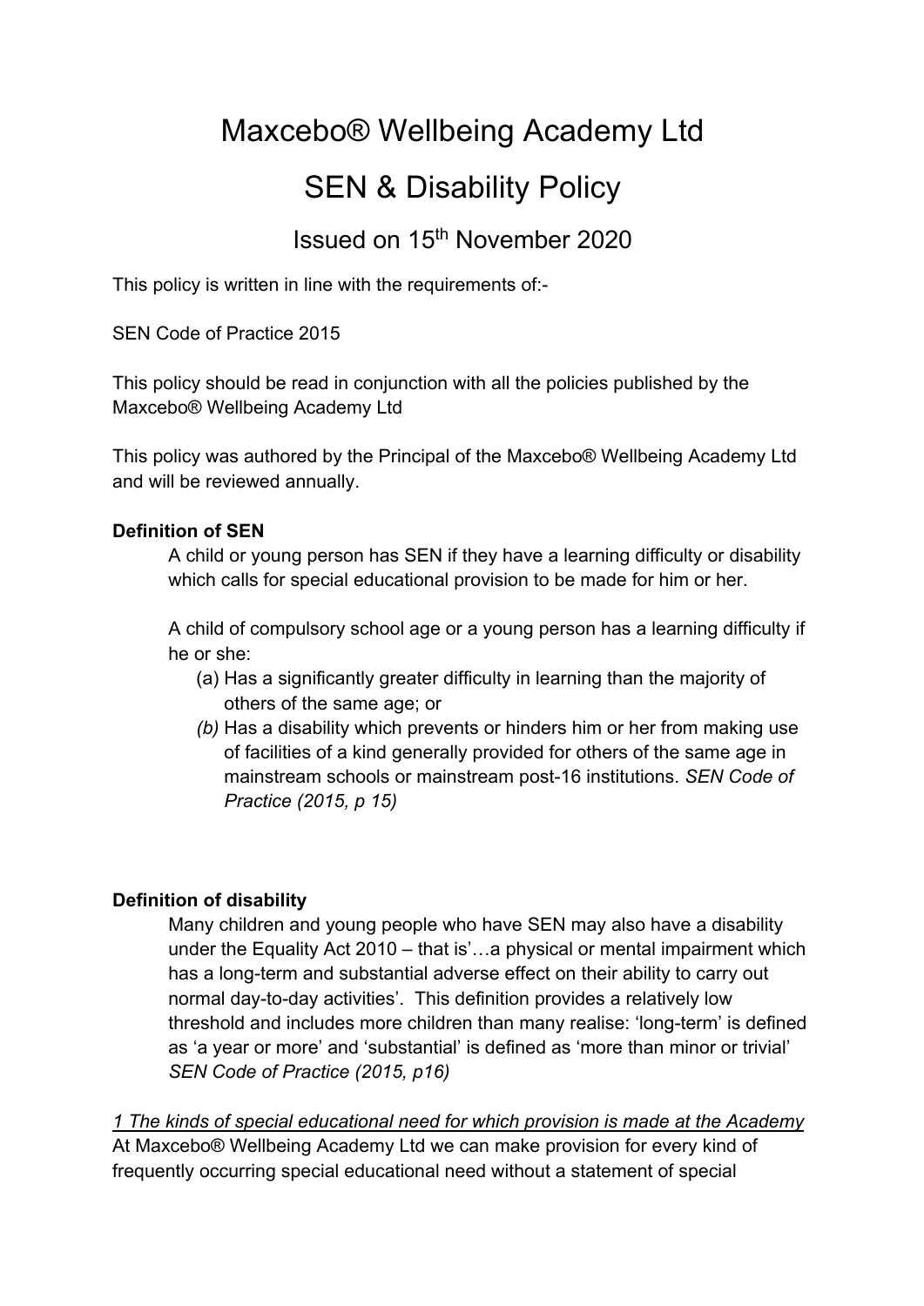# Maxcebo® Wellbeing Academy Ltd

# SEN & Disability Policy

## Issued on 15th November 2020

This policy is written in line with the requirements of:-

SEN Code of Practice 2015

This policy should be read in conjunction with all the policies published by the Maxcebo® Wellbeing Academy Ltd

This policy was authored by the Principal of the Maxcebo® Wellbeing Academy Ltd and will be reviewed annually.

**Definition of SEN**

A child or young person has SEN if they have a learning difficulty or disability which calls for special educational provision to be made for him or her.

A child of compulsory school age or a young person has a learning difficulty if he or she:

(a) Has a significantly greater difficulty in learning than the majority of others of the same age; or

*(b)* Has a disability which prevents or hinders him or her from making use of facilities of a kind generally provided for others of the same age in mainstream schools or mainstream post-16 institutions. *SEN Code of Practice (2015, p 15)*

**Definition of disability**

Many children and young people who have SEN may also have a disability under the Equality Act 2010 – that is'…a physical or mental impairment which has a long-term and substantial adverse effect on their ability to carry out normal day-to-day activities'. This definition provides a relatively low threshold and includes more children than many realise: 'long-term' is defined as 'a year or more' and 'substantial' is defined as 'more than minor or trivial' *SEN Code of Practice (2015, p16)*

*1 The kinds of special educational need for which provision is made at the Academy*

At Maxcebo® Wellbeing Academy Ltd we can make provision for every kind of frequently occurring special educational need without a statement of special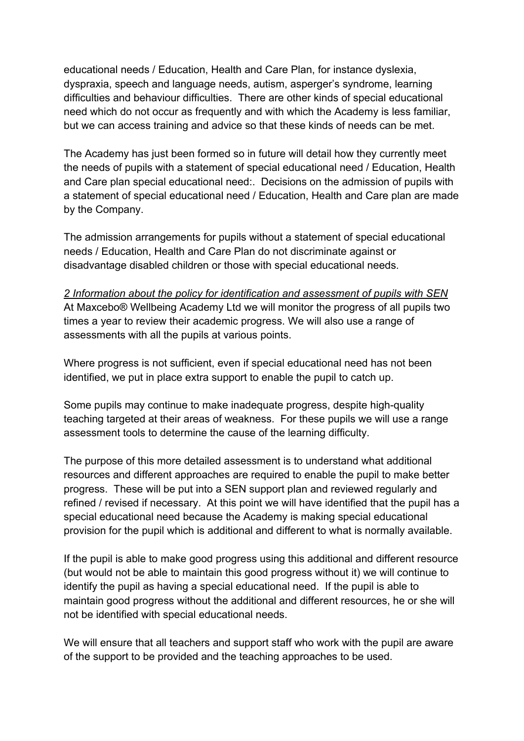educational needs / Education, Health and Care Plan, for instance dyslexia, dyspraxia, speech and language needs, autism, asperger's syndrome, learning difficulties and behaviour difficulties. There are other kinds of special educational need which do not occur as frequently and with which the Academy is less familiar, but we can access training and advice so that these kinds of needs can be met.

The Academy has just been formed so in future will detail how they currently meet the needs of pupils with a statement of special educational need / Education, Health and Care plan special educational need:. Decisions on the admission of pupils with a statement of special educational need / Education, Health and Care plan are made by the Company.

The admission arrangements for pupils without a statement of special educational needs / Education, Health and Care Plan do not discriminate against or disadvantage disabled children or those with special educational needs.

*2 Information about the policy for identification and assessment of pupils with SEN*

At Maxcebo® Wellbeing Academy Ltd we will monitor the progress of all pupils two times a year to review their academic progress. We will also use a range of assessments with all the pupils at various points.

Where progress is not sufficient, even if special educational need has not been identified, we put in place extra support to enable the pupil to catch up.

Some pupils may continue to make inadequate progress, despite high-quality teaching targeted at their areas of weakness. For these pupils we will use a range assessment tools to determine the cause of the learning difficulty.

The purpose of this more detailed assessment is to understand what additional resources and different approaches are required to enable the pupil to make better progress. These will be put into a SEN support plan and reviewed regularly and refined / revised if necessary. At this point we will have identified that the pupil has a special educational need because the Academy is making special educational provision for the pupil which is additional and different to what is normally available.

If the pupil is able to make good progress using this additional and different resource (but would not be able to maintain this good progress without it) we will continue to identify the pupil as having a special educational need. If the pupil is able to maintain good progress without the additional and different resources, he or she will not be identified with special educational needs.

We will ensure that all teachers and support staff who work with the pupil are aware of the support to be provided and the teaching approaches to be used.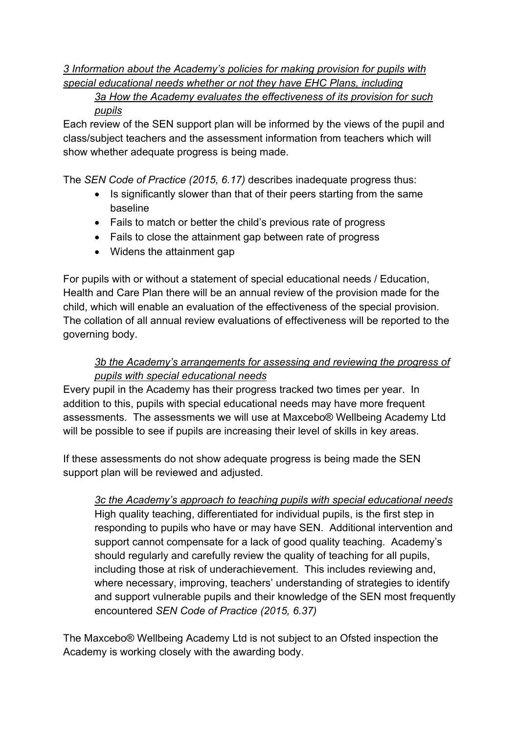*3 Information about the Academy's policies for making provision for pupils with special educational needs whether or not they have EHC Plans, including*

*3a How the Academy evaluates the effectiveness of its provision for such pupils*

Each review of the SEN support plan will be informed by the views of the pupil and class/subject teachers and the assessment information from teachers which will show whether adequate progress is being made.

The *SEN Code of Practice (2015, 6.17)* describes inadequate progress thus:

- Is significantly slower than that of their peers starting from the same baseline
- Fails to match or better the child's previous rate of progress
- Fails to close the attainment gap between rate of progress
- Widens the attainment gap

For pupils with or without a statement of special educational needs / Education, Health and Care Plan there will be an annual review of the provision made for the child, which will enable an evaluation of the effectiveness of the special provision. The collation of all annual review evaluations of effectiveness will be reported to the governing body.

*3b the Academy's arrangements for assessing and reviewing the progress of pupils with special educational needs*

Every pupil in the Academy has their progress tracked two times per year. In addition to this, pupils with special educational needs may have more frequent assessments. The assessments we will use at Maxcebo® Wellbeing Academy Ltd will be possible to see if pupils are increasing their level of skills in key areas.

If these assessments do not show adequate progress is being made the SEN support plan will be reviewed and adjusted.

*3c the Academy's approach to teaching pupils with special educational needs*

High quality teaching, differentiated for individual pupils, is the first step in responding to pupils who have or may have SEN. Additional intervention and support cannot compensate for a lack of good quality teaching. Academy's should regularly and carefully review the quality of teaching for all pupils, including those at risk of underachievement. This includes reviewing and, where necessary, improving, teachers' understanding of strategies to identify and support vulnerable pupils and their knowledge of the SEN most frequently encountered *SEN Code of Practice (2015, 6.37)*

The Maxcebo® Wellbeing Academy Ltd is not subject to an Ofsted inspection the Academy is working closely with the awarding body.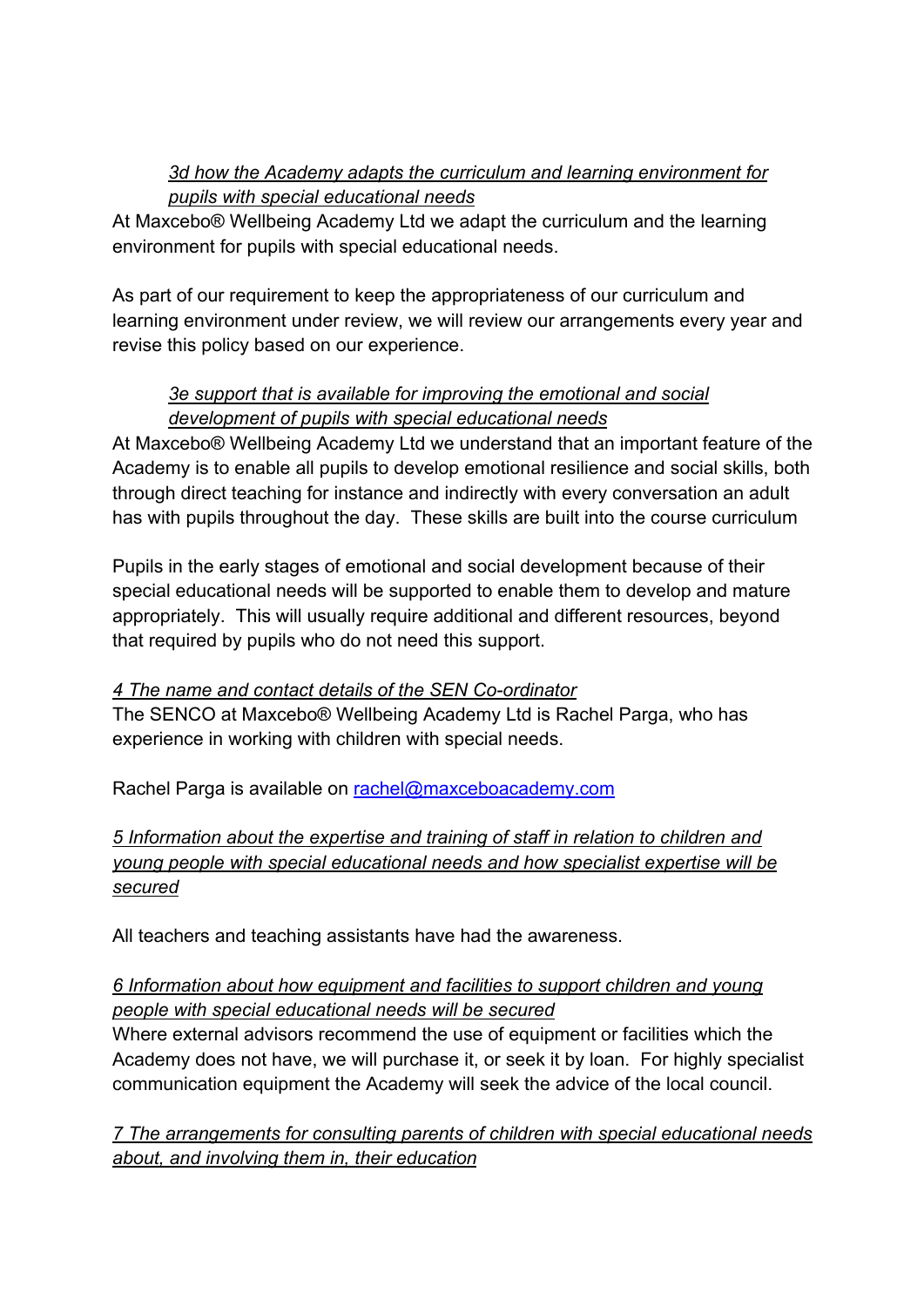*3d how the Academy adapts the curriculum and learning environment for pupils with special educational needs*

At Maxcebo® Wellbeing Academy Ltd we adapt the curriculum and the learning environment for pupils with special educational needs.

As part of our requirement to keep the appropriateness of our curriculum and learning environment under review, we will review our arrangements every year and revise this policy based on our experience.

*3e support that is available for improving the emotional and social development of pupils with special educational needs*

At Maxcebo® Wellbeing Academy Ltd we understand that an important feature of the Academy is to enable all pupils to develop emotional resilience and social skills, both through direct teaching for instance and indirectly with every conversation an adult has with pupils throughout the day. These skills are built into the course curriculum

Pupils in the early stages of emotional and social development because of their special educational needs will be supported to enable them to develop and mature appropriately. This will usually require additional and different resources, beyond that required by pupils who do not need this support.

*4 The name and contact details of the SEN Co-ordinator*

The SENCO at Maxcebo® Wellbeing Academy Ltd is Rachel Parga, who has experience in working with children with special needs.

Rachel Parga is available on rachel@maxceboacademy.com

*5 Information about the expertise and training of staff in relation to children and young people with special educational needs and how specialist expertise will be secured*

All teachers and teaching assistants have had the awareness.

*6 Information about how equipment and facilities to support children and young people with special educational needs will be secured*

Where external advisors recommend the use of equipment or facilities which the Academy does not have, we will purchase it, or seek it by loan. For highly specialist communication equipment the Academy will seek the advice of the local council.

*7 The arrangements for consulting parents of children with special educational needs about, and involving them in, their education*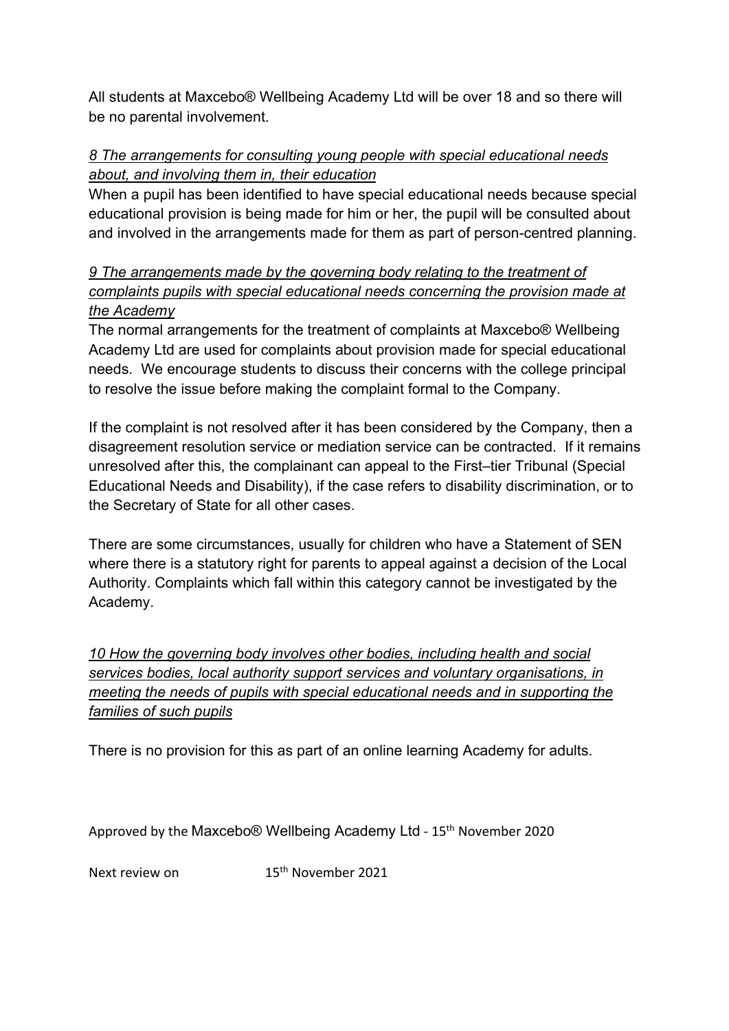All students at Maxcebo® Wellbeing Academy Ltd will be over 18 and so there will be no parental involvement.

*8 The arrangements for consulting young people with special educational needs about, and involving them in, their education*

When a pupil has been identified to have special educational needs because special educational provision is being made for him or her, the pupil will be consulted about and involved in the arrangements made for them as part of person-centred planning.

*9 The arrangements made by the governing body relating to the treatment of complaints pupils with special educational needs concerning the provision made at the Academy*

The normal arrangements for the treatment of complaints at Maxcebo® Wellbeing Academy Ltd are used for complaints about provision made for special educational needs. We encourage students to discuss their concerns with the college principal to resolve the issue before making the complaint formal to the Company.

If the complaint is not resolved after it has been considered by the Company, then a disagreement resolution service or mediation service can be contracted. If it remains unresolved after this, the complainant can appeal to the First–tier Tribunal (Special Educational Needs and Disability), if the case refers to disability discrimination, or to the Secretary of State for all other cases.

There are some circumstances, usually for children who have a Statement of SEN where there is a statutory right for parents to appeal against a decision of the Local Authority. Complaints which fall within this category cannot be investigated by the Academy.

*10 How the governing body involves other bodies, including health and social services bodies, local authority support services and voluntary organisations, in meeting the needs of pupils with special educational needs and in supporting the families of such pupils*

There is no provision for this as part of an online learning Academy for adults.

Approved by the Maxcebo® Wellbeing Academy Ltd - 15th November 2020

Next review on 15th November 2021